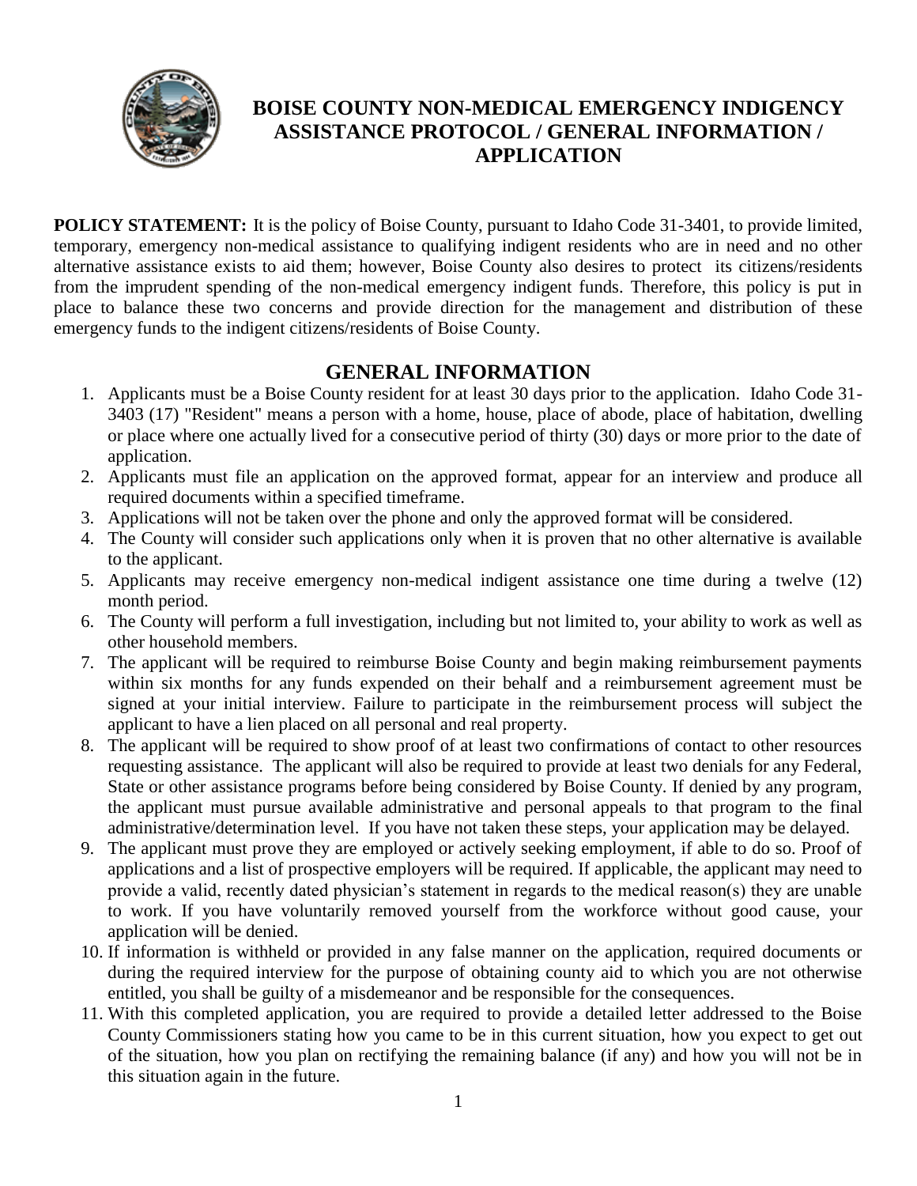# BOISE COUNTY NON-MEDICAL EMERGENCY INDIGENCY ASSISTANCE PROTOCOL / GENERAL INFORMATION / APPLICATION

**POLICY STATEMENT:** It is the policy of Boise County, pursuant to Idaho Code 31-3401, to provide limited, temporary, emergency non-medical assistance to qualifying indigent residents who are in need and no other alternative assistance exists to aid them; however, Boise County also desires to protect its citizens/residents from the imprudent spending of the non-medical emergency indigent funds. Therefore, this policy is put in place to balance these two concerns and provide direction for the management and distribution of these emergency funds to the indigent citizens/residents of Boise County.

## GENERAL INFORMATION

1. Applicants must be a Boise County resident for at least 30 days prior to the application. Idaho Code 31-3403 (17) "Resident" means a person with a home, house, place of abode, place of habitation, dwelling or place where one actually lived for a consecutive period of thirty (30) days or more prior to the date of application.
2. Applicants must file an application on the approved format, appear for an interview and produce all required documents within a specified timeframe.
3. Applications will not be taken over the phone and only the approved format will be considered.
4. The County will consider such applications only when it is proven that no other alternative is available to the applicant.
5. Applicants may receive emergency non-medical indigent assistance one time during a twelve (12) month period.
6. The County will perform a full investigation, including but not limited to, your ability to work as well as other household members.
7. The applicant will be required to reimburse Boise County and begin making reimbursement payments within six months for any funds expended on their behalf and a reimbursement agreement must be signed at your initial interview. Failure to participate in the reimbursement process will subject the applicant to have a lien placed on all personal and real property.
8. The applicant will be required to show proof of at least two confirmations of contact to other resources requesting assistance. The applicant will also be required to provide at least two denials for any Federal, State or other assistance programs before being considered by Boise County. If denied by any program, the applicant must pursue available administrative and personal appeals to that program to the final administrative/determination level. If you have not taken these steps, your application may be delayed.
9. The applicant must prove they are employed or actively seeking employment, if able to do so. Proof of applications and a list of prospective employers will be required. If applicable, the applicant may need to provide a valid, recently dated physician's statement in regards to the medical reason(s) they are unable to work. If you have voluntarily removed yourself from the workforce without good cause, your application will be denied.
10. If information is withheld or provided in any false manner on the application, required documents or during the required interview for the purpose of obtaining county aid to which you are not otherwise entitled, you shall be guilty of a misdemeanor and be responsible for the consequences.
11. With this completed application, you are required to provide a detailed letter addressed to the Boise County Commissioners stating how you came to be in this current situation, how you expect to get out of the situation, how you plan on rectifying the remaining balance (if any) and how you will not be in this situation again in the future.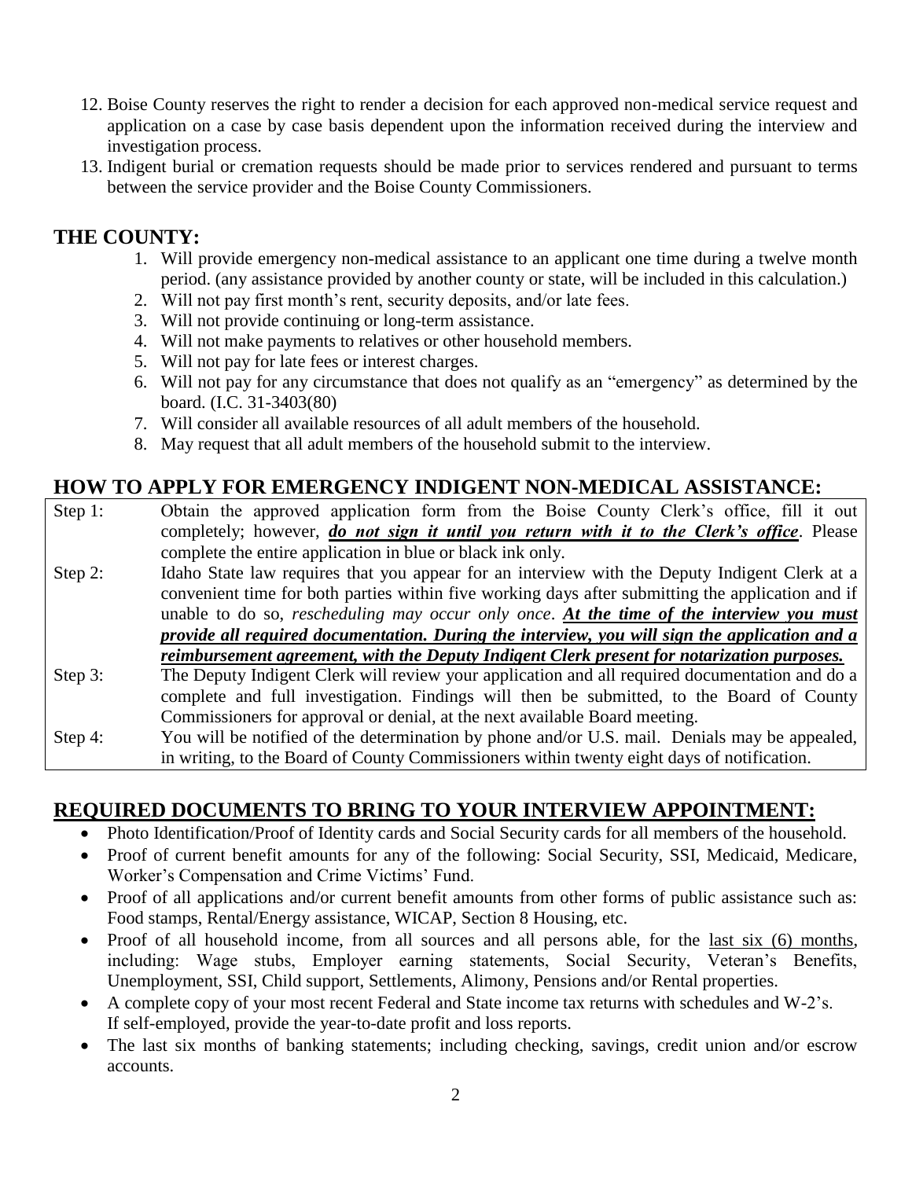12. Boise County reserves the right to render a decision for each approved non-medical service request and application on a case by case basis dependent upon the information received during the interview and investigation process.
13. Indigent burial or cremation requests should be made prior to services rendered and pursuant to terms between the service provider and the Boise County Commissioners.

## THE COUNTY:

1. Will provide emergency non-medical assistance to an applicant one time during a twelve month period. (any assistance provided by another county or state, will be included in this calculation.)
2. Will not pay first month's rent, security deposits, and/or late fees.
3. Will not provide continuing or long-term assistance.
4. Will not make payments to relatives or other household members.
5. Will not pay for late fees or interest charges.
6. Will not pay for any circumstance that does not qualify as an "emergency" as determined by the board. (I.C. 31-3403(80)
7. Will consider all available resources of all adult members of the household.
8. May request that all adult members of the household submit to the interview.

## HOW TO APPLY FOR EMERGENCY INDIGENT NON-MEDICAL ASSISTANCE:

| | |
|---|---|
| Step 1: | Obtain the approved application form from the Boise County Clerk's office, fill it out completely; however, ***do not sign it until you return with it to the Clerk's office***. Please complete the entire application in blue or black ink only. |
| Step 2: | Idaho State law requires that you appear for an interview with the Deputy Indigent Clerk at a convenient time for both parties within five working days after submitting the application and if unable to do so, *rescheduling may occur only once*. ***At the time of the interview you must provide all required documentation. During the interview, you will sign the application and a reimbursement agreement, with the Deputy Indigent Clerk present for notarization purposes.*** |
| Step 3: | The Deputy Indigent Clerk will review your application and all required documentation and do a complete and full investigation. Findings will then be submitted, to the Board of County Commissioners for approval or denial, at the next available Board meeting. |
| Step 4: | You will be notified of the determination by phone and/or U.S. mail. Denials may be appealed, in writing, to the Board of County Commissioners within twenty eight days of notification. |

## REQUIRED DOCUMENTS TO BRING TO YOUR INTERVIEW APPOINTMENT:

- Photo Identification/Proof of Identity cards and Social Security cards for all members of the household.
- Proof of current benefit amounts for any of the following: Social Security, SSI, Medicaid, Medicare, Worker's Compensation and Crime Victims' Fund.
- Proof of all applications and/or current benefit amounts from other forms of public assistance such as: Food stamps, Rental/Energy assistance, WICAP, Section 8 Housing, etc.
- Proof of all household income, from all sources and all persons able, for the last six (6) months, including: Wage stubs, Employer earning statements, Social Security, Veteran's Benefits, Unemployment, SSI, Child support, Settlements, Alimony, Pensions and/or Rental properties.
- A complete copy of your most recent Federal and State income tax returns with schedules and W-2's. If self-employed, provide the year-to-date profit and loss reports.
- The last six months of banking statements; including checking, savings, credit union and/or escrow accounts.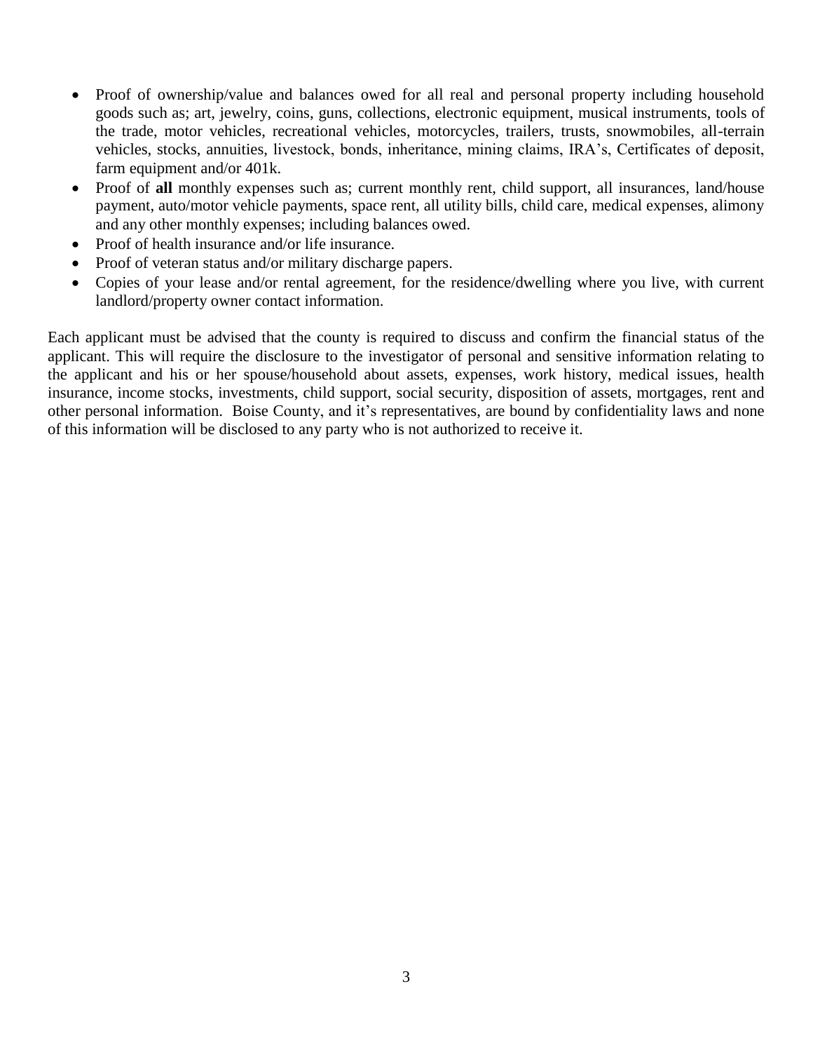- Proof of ownership/value and balances owed for all real and personal property including household goods such as; art, jewelry, coins, guns, collections, electronic equipment, musical instruments, tools of the trade, motor vehicles, recreational vehicles, motorcycles, trailers, trusts, snowmobiles, all-terrain vehicles, stocks, annuities, livestock, bonds, inheritance, mining claims, IRA's, Certificates of deposit, farm equipment and/or 401k.
- Proof of **all** monthly expenses such as; current monthly rent, child support, all insurances, land/house payment, auto/motor vehicle payments, space rent, all utility bills, child care, medical expenses, alimony and any other monthly expenses; including balances owed.
- Proof of health insurance and/or life insurance.
- Proof of veteran status and/or military discharge papers.
- Copies of your lease and/or rental agreement, for the residence/dwelling where you live, with current landlord/property owner contact information.

Each applicant must be advised that the county is required to discuss and confirm the financial status of the applicant. This will require the disclosure to the investigator of personal and sensitive information relating to the applicant and his or her spouse/household about assets, expenses, work history, medical issues, health insurance, income stocks, investments, child support, social security, disposition of assets, mortgages, rent and other personal information. Boise County, and it's representatives, are bound by confidentiality laws and none of this information will be disclosed to any party who is not authorized to receive it.